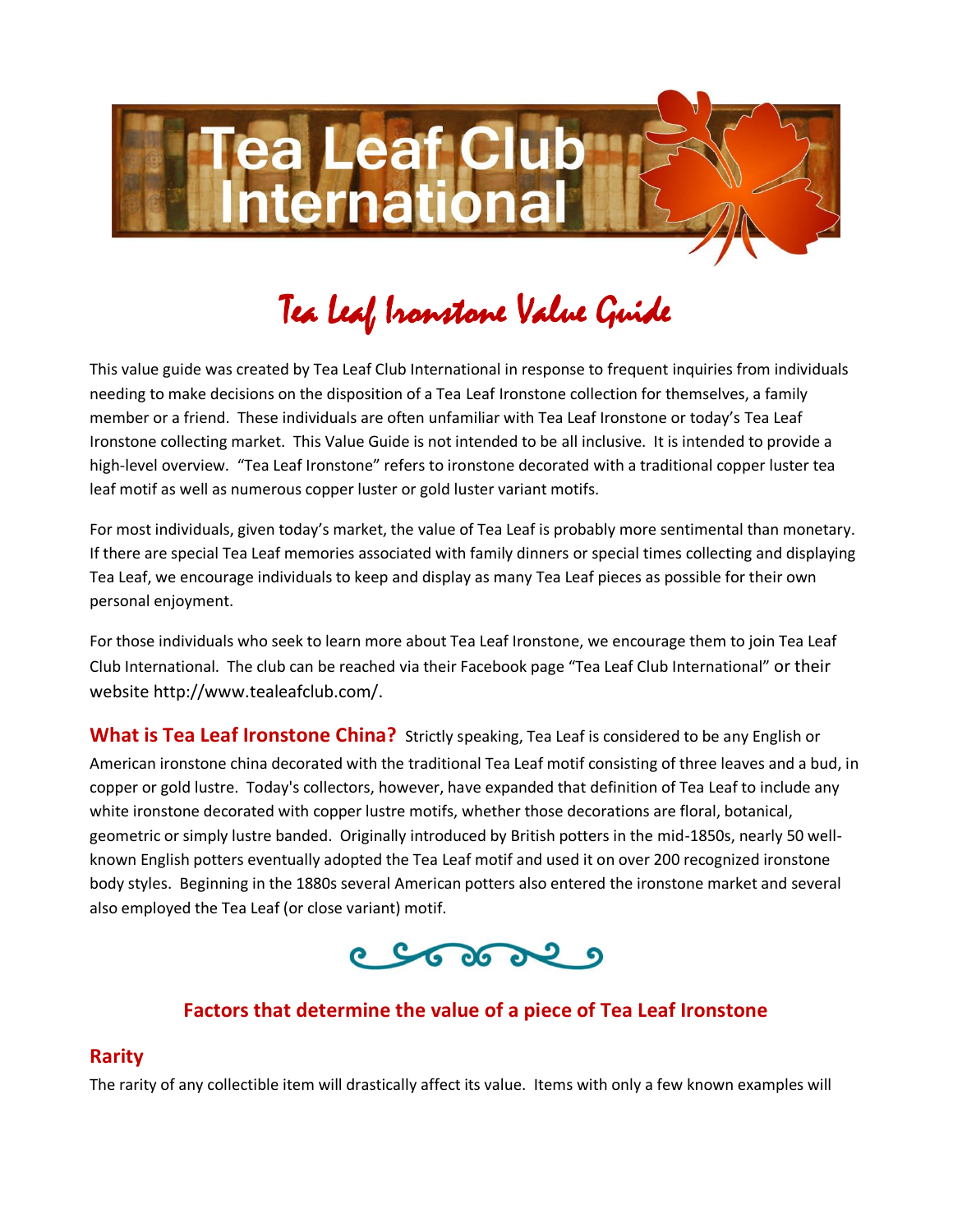# Tea Leaf Club International

## Tea Leaf Ironstone Value Guide

This value guide was created by Tea Leaf Club International in response to frequent inquiries from individuals needing to make decisions on the disposition of a Tea Leaf Ironstone collection for themselves, a family member or a friend. These individuals are often unfamiliar with Tea Leaf Ironstone or today's Tea Leaf Ironstone collecting market. This Value Guide is not intended to be all inclusive. It is intended to provide a high-level overview. "Tea Leaf Ironstone" refers to ironstone decorated with a traditional copper luster tea leaf motif as well as numerous copper luster or gold luster variant motifs.

For most individuals, given today's market, the value of Tea Leaf is probably more sentimental than monetary. If there are special Tea Leaf memories associated with family dinners or special times collecting and displaying Tea Leaf, we encourage individuals to keep and display as many Tea Leaf pieces as possible for their own personal enjoyment.

For those individuals who seek to learn more about Tea Leaf Ironstone, we encourage them to join Tea Leaf Club International. The club can be reached via their Facebook page "Tea Leaf Club International" or their website http://www.tealeafclub.com/.

**What is Tea Leaf Ironstone China?** Strictly speaking, Tea Leaf is considered to be any English or American ironstone china decorated with the traditional Tea Leaf motif consisting of three leaves and a bud, in copper or gold lustre. Today's collectors, however, have expanded that definition of Tea Leaf to include any white ironstone decorated with copper lustre motifs, whether those decorations are floral, botanical, geometric or simply lustre banded. Originally introduced by British potters in the mid-1850s, nearly 50 well-known English potters eventually adopted the Tea Leaf motif and used it on over 200 recognized ironstone body styles. Beginning in the 1880s several American potters also entered the ironstone market and several also employed the Tea Leaf (or close variant) motif.

## Factors that determine the value of a piece of Tea Leaf Ironstone

### Rarity

The rarity of any collectible item will drastically affect its value. Items with only a few known examples will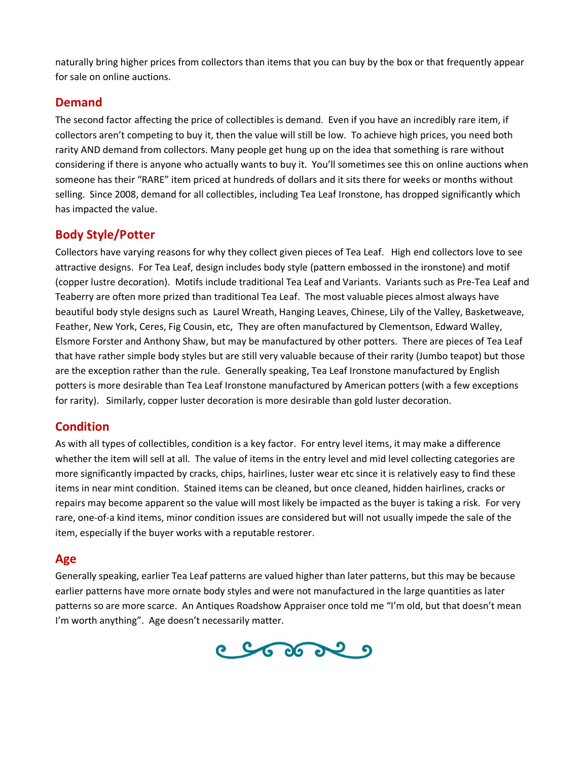naturally bring higher prices from collectors than items that you can buy by the box or that frequently appear for sale on online auctions.

## Demand

The second factor affecting the price of collectibles is demand. Even if you have an incredibly rare item, if collectors aren't competing to buy it, then the value will still be low. To achieve high prices, you need both rarity AND demand from collectors. Many people get hung up on the idea that something is rare without considering if there is anyone who actually wants to buy it. You'll sometimes see this on online auctions when someone has their "RARE" item priced at hundreds of dollars and it sits there for weeks or months without selling. Since 2008, demand for all collectibles, including Tea Leaf Ironstone, has dropped significantly which has impacted the value.

## Body Style/Potter

Collectors have varying reasons for why they collect given pieces of Tea Leaf. High end collectors love to see attractive designs. For Tea Leaf, design includes body style (pattern embossed in the ironstone) and motif (copper lustre decoration). Motifs include traditional Tea Leaf and Variants. Variants such as Pre-Tea Leaf and Teaberry are often more prized than traditional Tea Leaf. The most valuable pieces almost always have beautiful body style designs such as Laurel Wreath, Hanging Leaves, Chinese, Lily of the Valley, Basketweave, Feather, New York, Ceres, Fig Cousin, etc, They are often manufactured by Clementson, Edward Walley, Elsmore Forster and Anthony Shaw, but may be manufactured by other potters. There are pieces of Tea Leaf that have rather simple body styles but are still very valuable because of their rarity (Jumbo teapot) but those are the exception rather than the rule. Generally speaking, Tea Leaf Ironstone manufactured by English potters is more desirable than Tea Leaf Ironstone manufactured by American potters (with a few exceptions for rarity). Similarly, copper luster decoration is more desirable than gold luster decoration.

## Condition

As with all types of collectibles, condition is a key factor. For entry level items, it may make a difference whether the item will sell at all. The value of items in the entry level and mid level collecting categories are more significantly impacted by cracks, chips, hairlines, luster wear etc since it is relatively easy to find these items in near mint condition. Stained items can be cleaned, but once cleaned, hidden hairlines, cracks or repairs may become apparent so the value will most likely be impacted as the buyer is taking a risk. For very rare, one-of-a kind items, minor condition issues are considered but will not usually impede the sale of the item, especially if the buyer works with a reputable restorer.

## Age

Generally speaking, earlier Tea Leaf patterns are valued higher than later patterns, but this may be because earlier patterns have more ornate body styles and were not manufactured in the large quantities as later patterns so are more scarce. An Antiques Roadshow Appraiser once told me "I'm old, but that doesn't mean I'm worth anything". Age doesn't necessarily matter.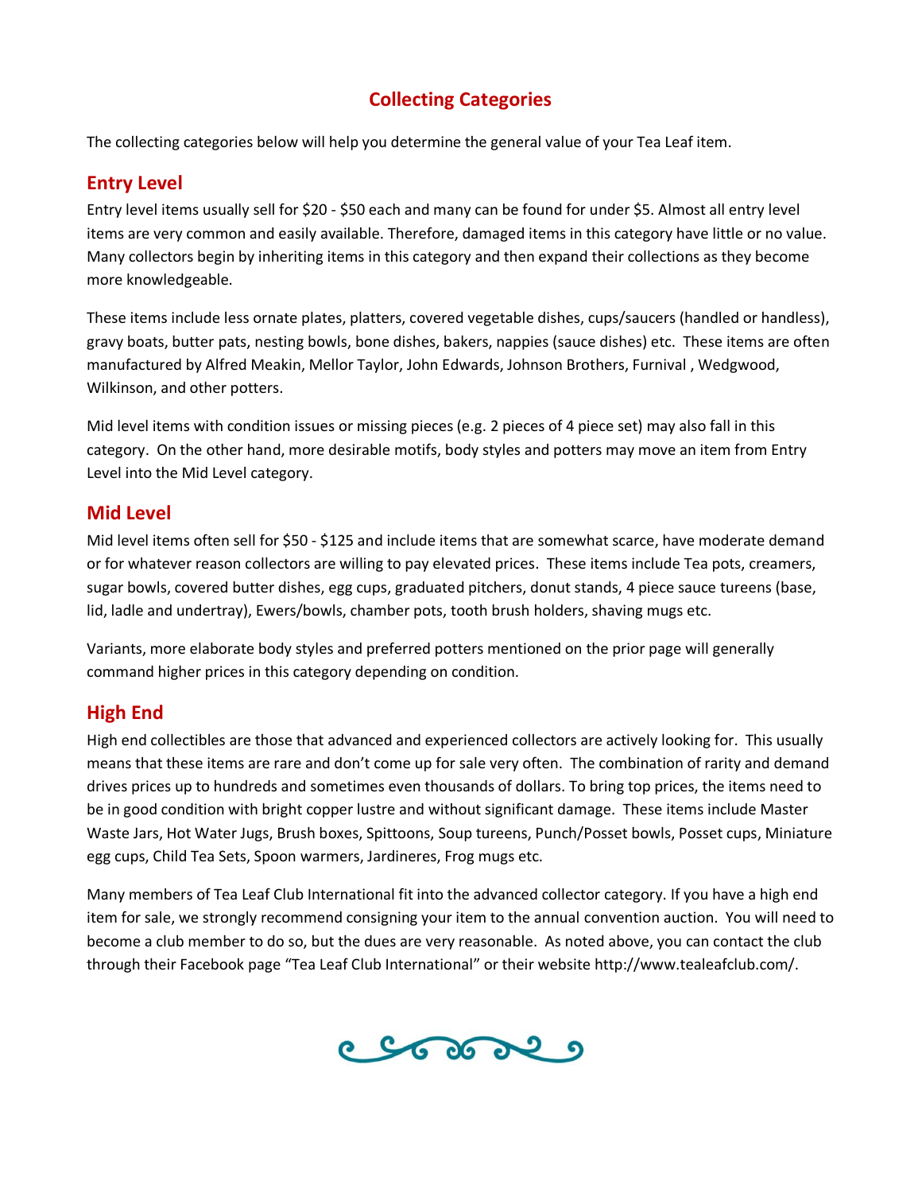# Collecting Categories

The collecting categories below will help you determine the general value of your Tea Leaf item.

## Entry Level

Entry level items usually sell for $20 - $50 each and many can be found for under $5. Almost all entry level items are very common and easily available. Therefore, damaged items in this category have little or no value. Many collectors begin by inheriting items in this category and then expand their collections as they become more knowledgeable.

These items include less ornate plates, platters, covered vegetable dishes, cups/saucers (handled or handless), gravy boats, butter pats, nesting bowls, bone dishes, bakers, nappies (sauce dishes) etc. These items are often manufactured by Alfred Meakin, Mellor Taylor, John Edwards, Johnson Brothers, Furnival , Wedgwood, Wilkinson, and other potters.

Mid level items with condition issues or missing pieces (e.g. 2 pieces of 4 piece set) may also fall in this category. On the other hand, more desirable motifs, body styles and potters may move an item from Entry Level into the Mid Level category.

## Mid Level

Mid level items often sell for $50 - $125 and include items that are somewhat scarce, have moderate demand or for whatever reason collectors are willing to pay elevated prices. These items include Tea pots, creamers, sugar bowls, covered butter dishes, egg cups, graduated pitchers, donut stands, 4 piece sauce tureens (base, lid, ladle and undertray), Ewers/bowls, chamber pots, tooth brush holders, shaving mugs etc.

Variants, more elaborate body styles and preferred potters mentioned on the prior page will generally command higher prices in this category depending on condition.

## High End

High end collectibles are those that advanced and experienced collectors are actively looking for. This usually means that these items are rare and don't come up for sale very often. The combination of rarity and demand drives prices up to hundreds and sometimes even thousands of dollars. To bring top prices, the items need to be in good condition with bright copper lustre and without significant damage. These items include Master Waste Jars, Hot Water Jugs, Brush boxes, Spittoons, Soup tureens, Punch/Posset bowls, Posset cups, Miniature egg cups, Child Tea Sets, Spoon warmers, Jardineres, Frog mugs etc.

Many members of Tea Leaf Club International fit into the advanced collector category. If you have a high end item for sale, we strongly recommend consigning your item to the annual convention auction. You will need to become a club member to do so, but the dues are very reasonable. As noted above, you can contact the club through their Facebook page "Tea Leaf Club International" or their website http://www.tealeafclub.com/.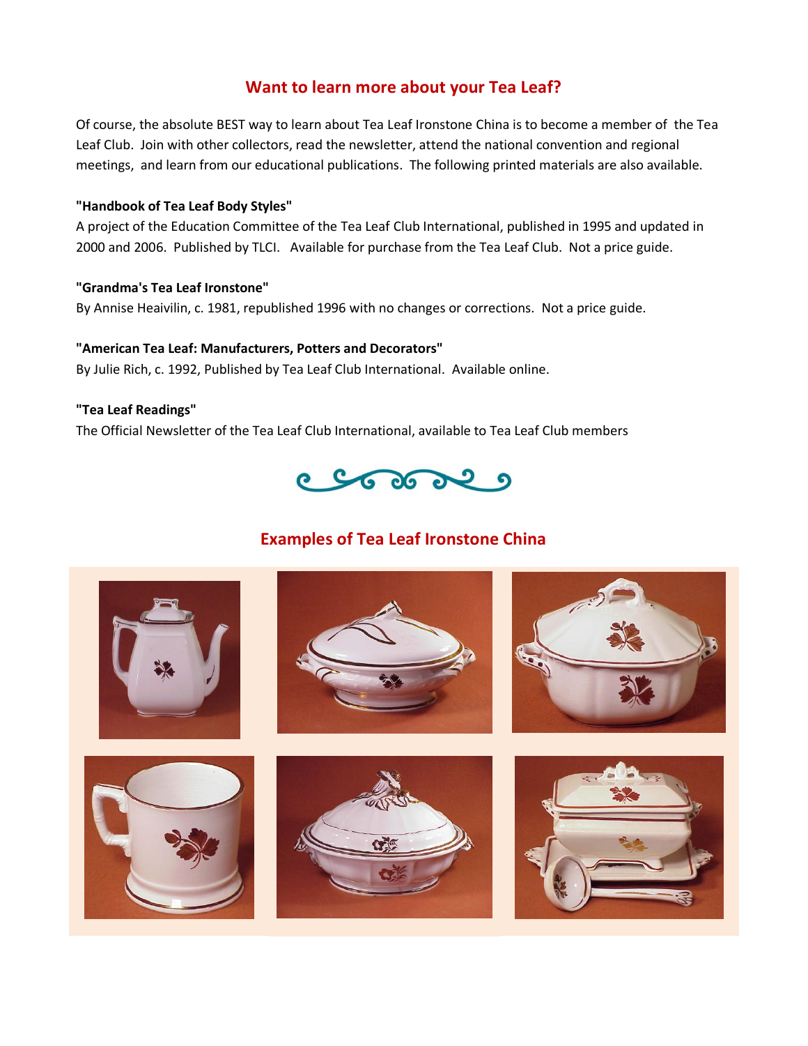## Want to learn more about your Tea Leaf?

Of course, the absolute BEST way to learn about Tea Leaf Ironstone China is to become a member of the Tea Leaf Club. Join with other collectors, read the newsletter, attend the national convention and regional meetings, and learn from our educational publications. The following printed materials are also available.

**"Handbook of Tea Leaf Body Styles"**
A project of the Education Committee of the Tea Leaf Club International, published in 1995 and updated in 2000 and 2006. Published by TLCI. Available for purchase from the Tea Leaf Club. Not a price guide.

**"Grandma's Tea Leaf Ironstone"**
By Annise Heaivilin, c. 1981, republished 1996 with no changes or corrections. Not a price guide.

**"American Tea Leaf: Manufacturers, Potters and Decorators"**
By Julie Rich, c. 1992, Published by Tea Leaf Club International. Available online.

**"Tea Leaf Readings"**
The Official Newsletter of the Tea Leaf Club International, available to Tea Leaf Club members

## Examples of Tea Leaf Ironstone China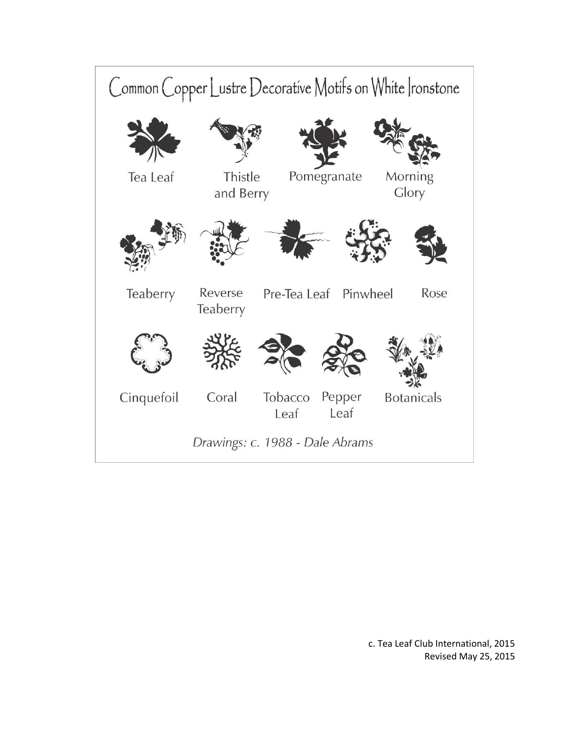# Common Copper Lustre Decorative Motifs on White Ironstone

Tea Leaf

Thistle and Berry

Pomegranate

Morning Glory

Teaberry

Reverse Teaberry

Pre-Tea Leaf

Pinwheel

Rose

Cinquefoil

Coral

Tobacco Leaf

Pepper Leaf

Botanicals

*Drawings: c. 1988 - Dale Abrams*

c. Tea Leaf Club International, 2015
Revised May 25, 2015